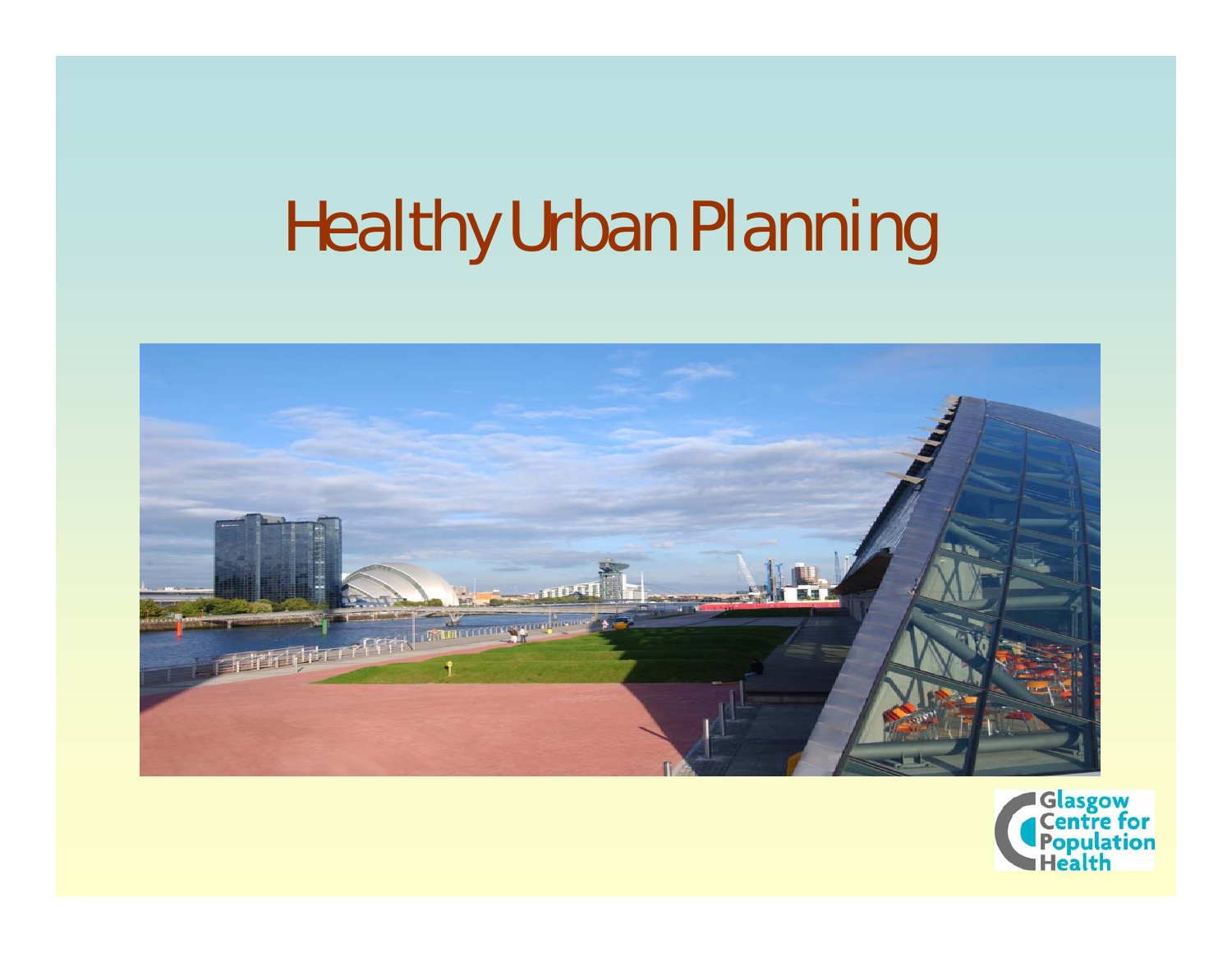# Healthy Urban Planning

Glasgow Centre for Population Health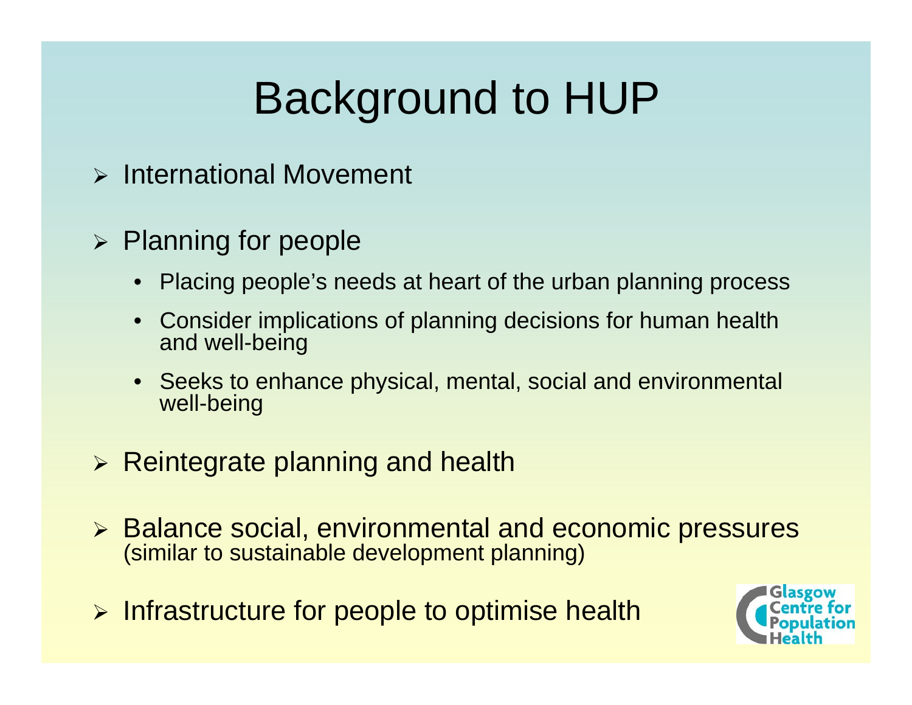# Background to HUP

- International Movement
- Planning for people
  - Placing people's needs at heart of the urban planning process
  - Consider implications of planning decisions for human health and well-being
  - Seeks to enhance physical, mental, social and environmental well-being
- Reintegrate planning and health
- Balance social, environmental and economic pressures (similar to sustainable development planning)
- Infrastructure for people to optimise health

Glasgow Centre for Population Health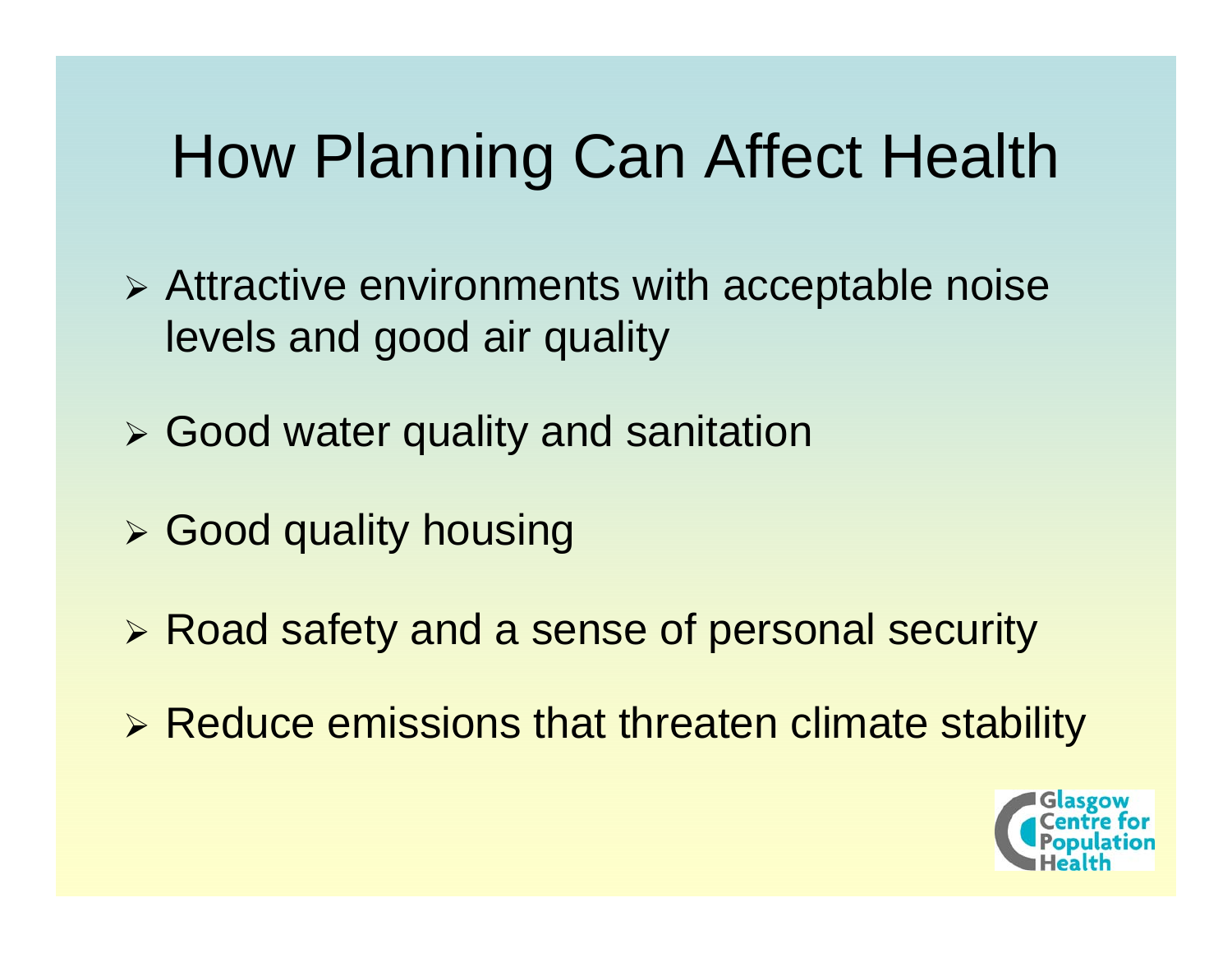# How Planning Can Affect Health

- Attractive environments with acceptable noise levels and good air quality
- Good water quality and sanitation
- Good quality housing
- Road safety and a sense of personal security
- Reduce emissions that threaten climate stability

Glasgow Centre for Population Health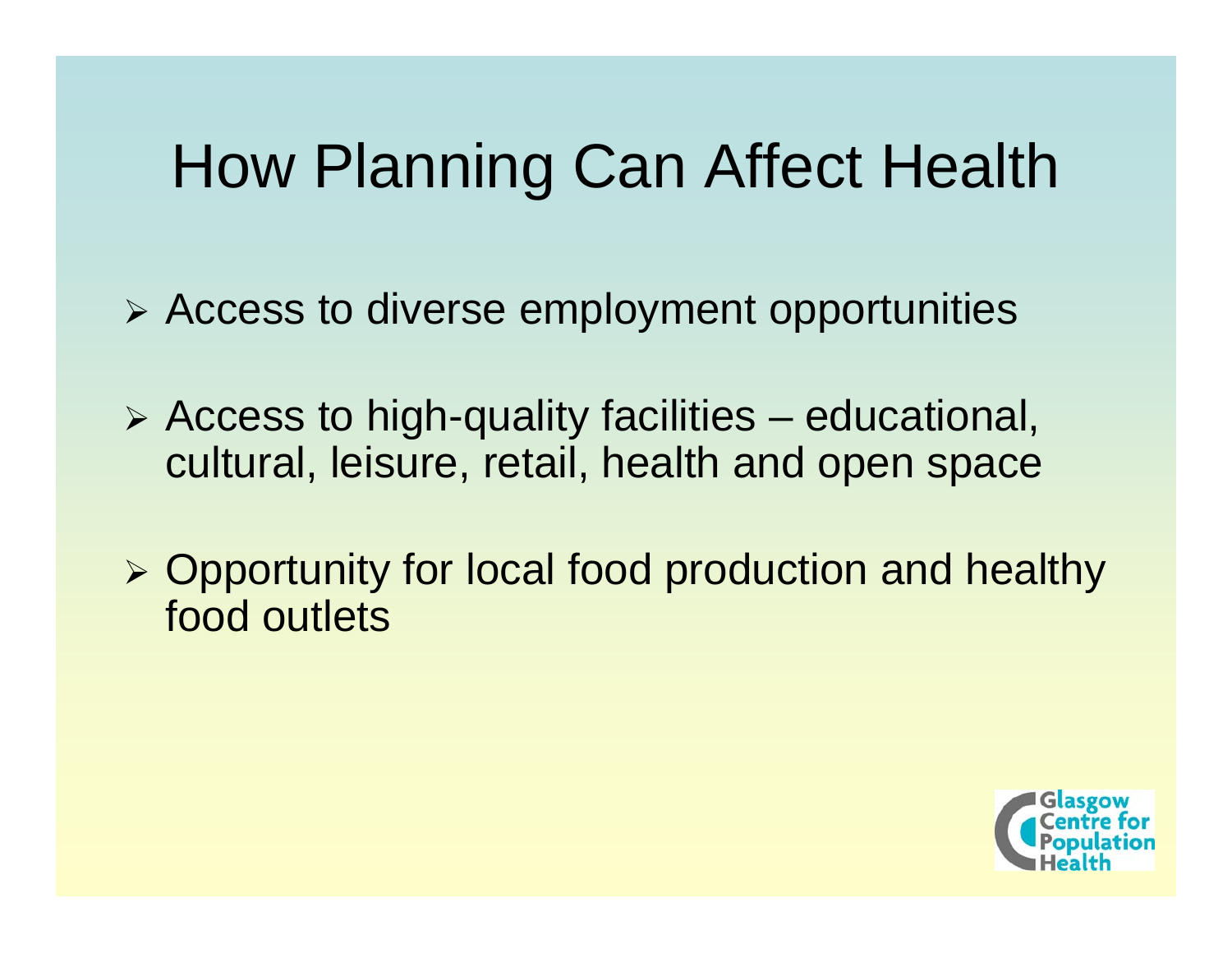# How Planning Can Affect Health

- Access to diverse employment opportunities
- Access to high-quality facilities – educational, cultural, leisure, retail, health and open space
- Opportunity for local food production and healthy food outlets

Glasgow Centre for Population Health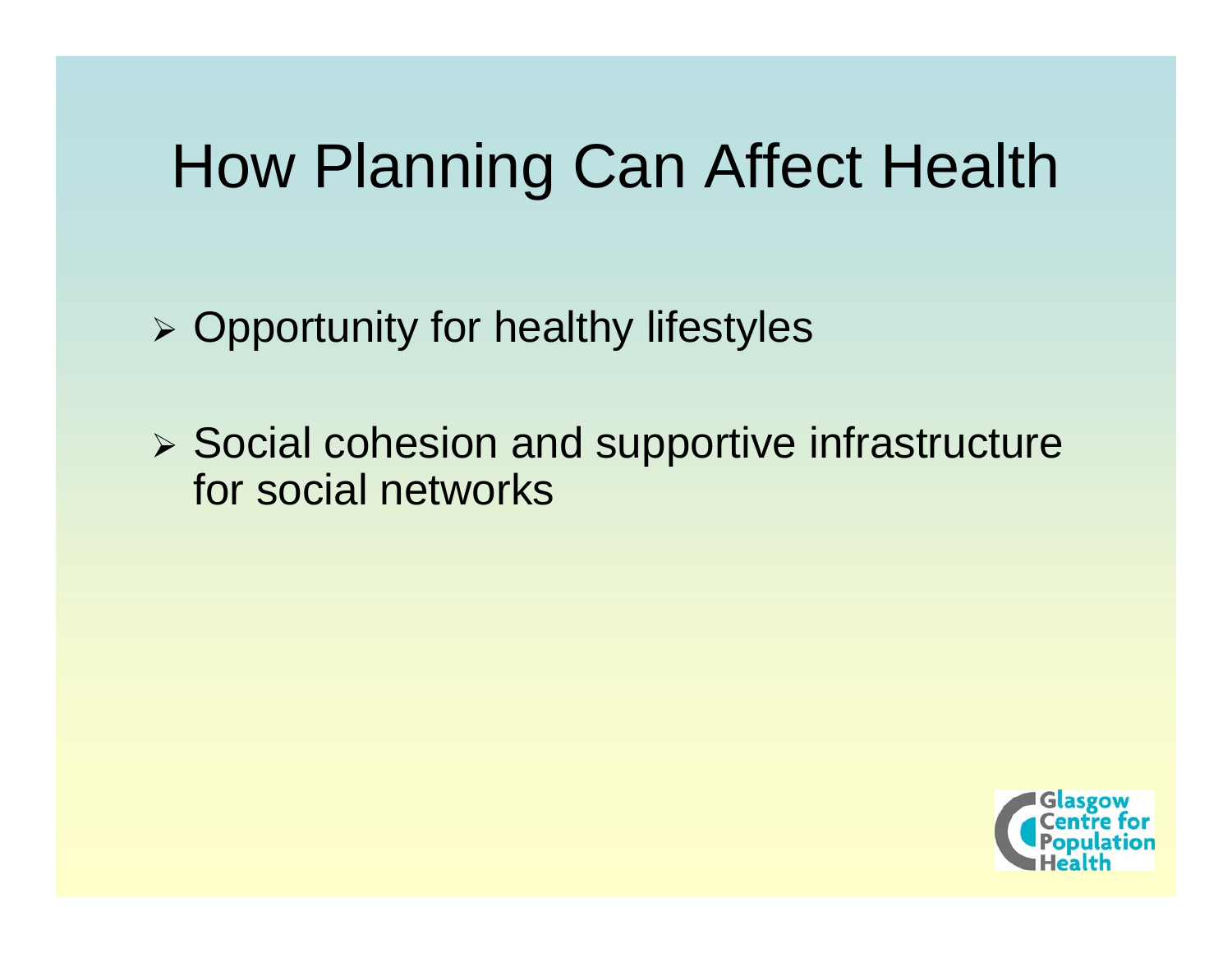# How Planning Can Affect Health

- Opportunity for healthy lifestyles
- Social cohesion and supportive infrastructure for social networks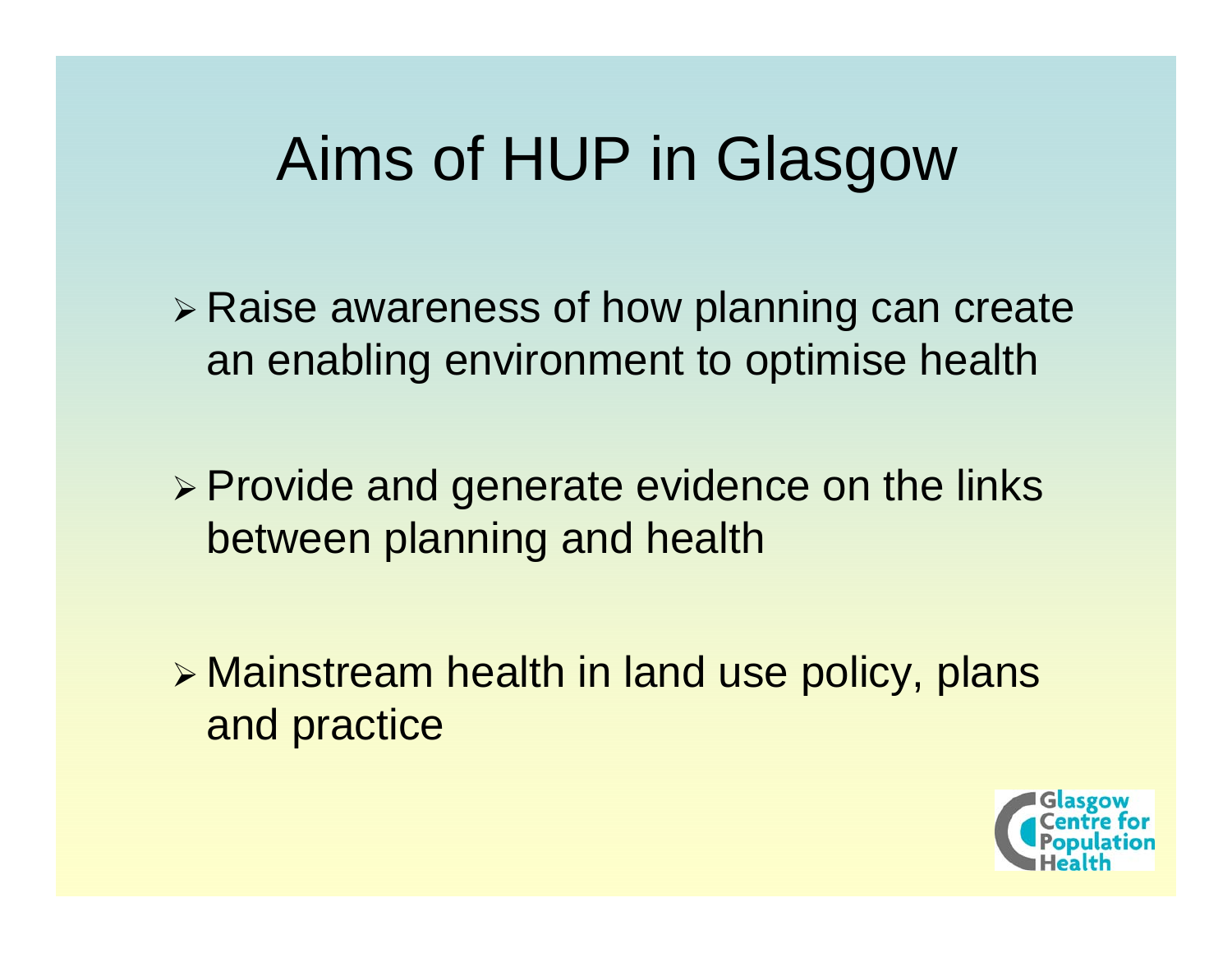# Aims of HUP in Glasgow

- Raise awareness of how planning can create an enabling environment to optimise health
- Provide and generate evidence on the links between planning and health
- Mainstream health in land use policy, plans and practice

Glasgow Centre for Population Health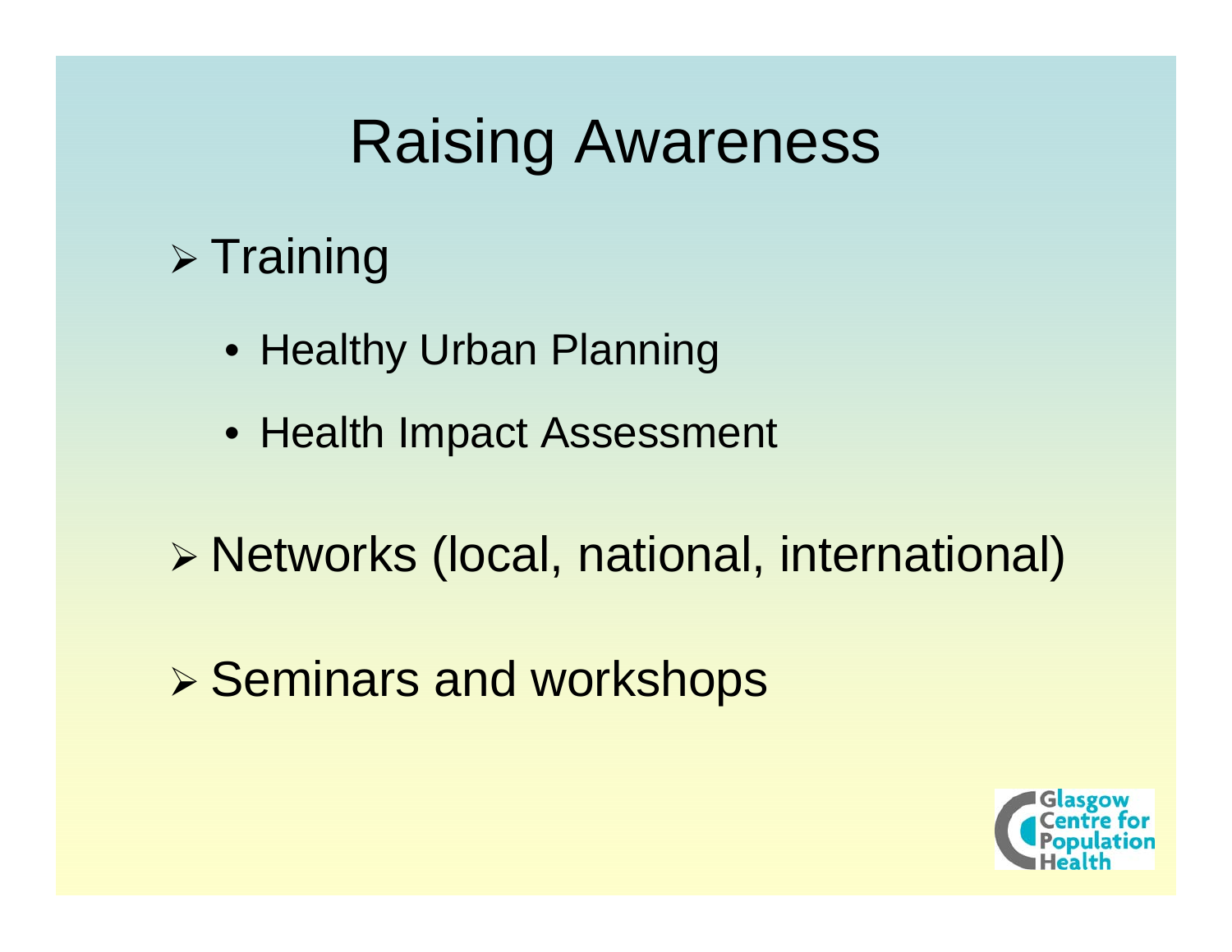# Raising Awareness

- Training
  - Healthy Urban Planning
  - Health Impact Assessment
- Networks (local, national, international)
- Seminars and workshops

Glasgow Centre for Population Health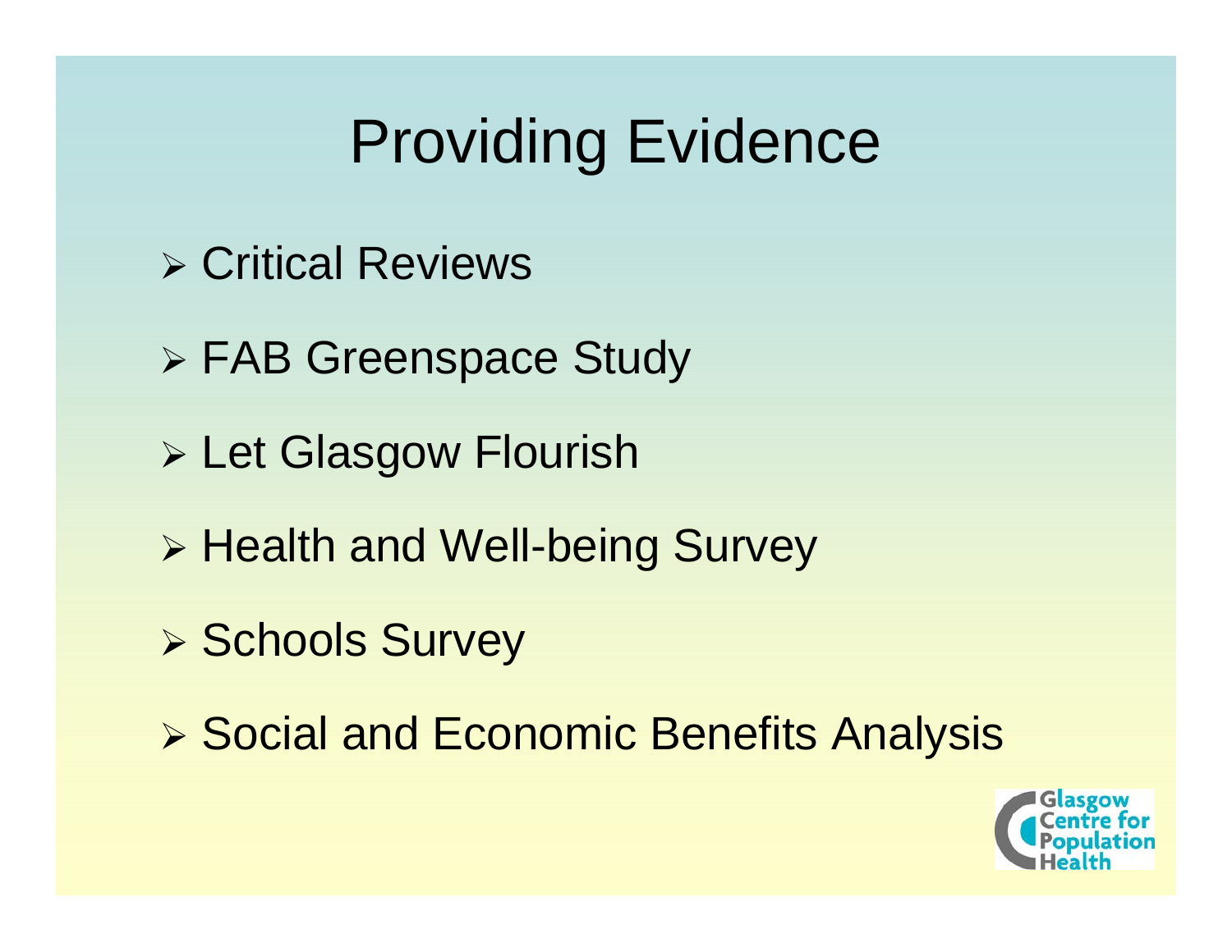# Providing Evidence

- Critical Reviews
- FAB Greenspace Study
- Let Glasgow Flourish
- Health and Well-being Survey
- Schools Survey
- Social and Economic Benefits Analysis

Glasgow Centre for Population Health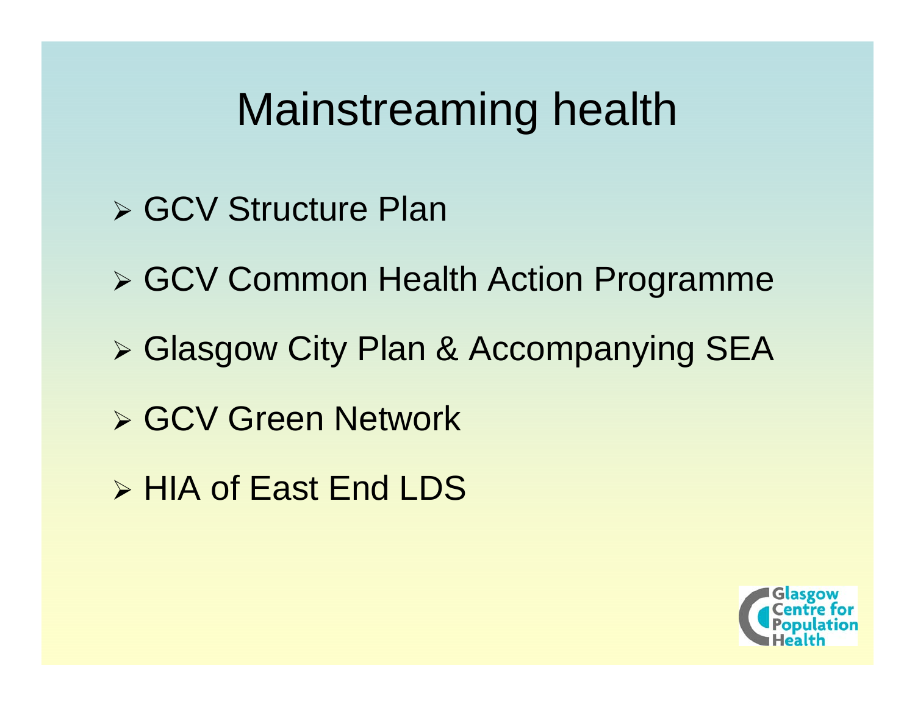# Mainstreaming health

- GCV Structure Plan
- GCV Common Health Action Programme
- Glasgow City Plan & Accompanying SEA
- GCV Green Network
- HIA of East End LDS

Glasgow Centre for Population Health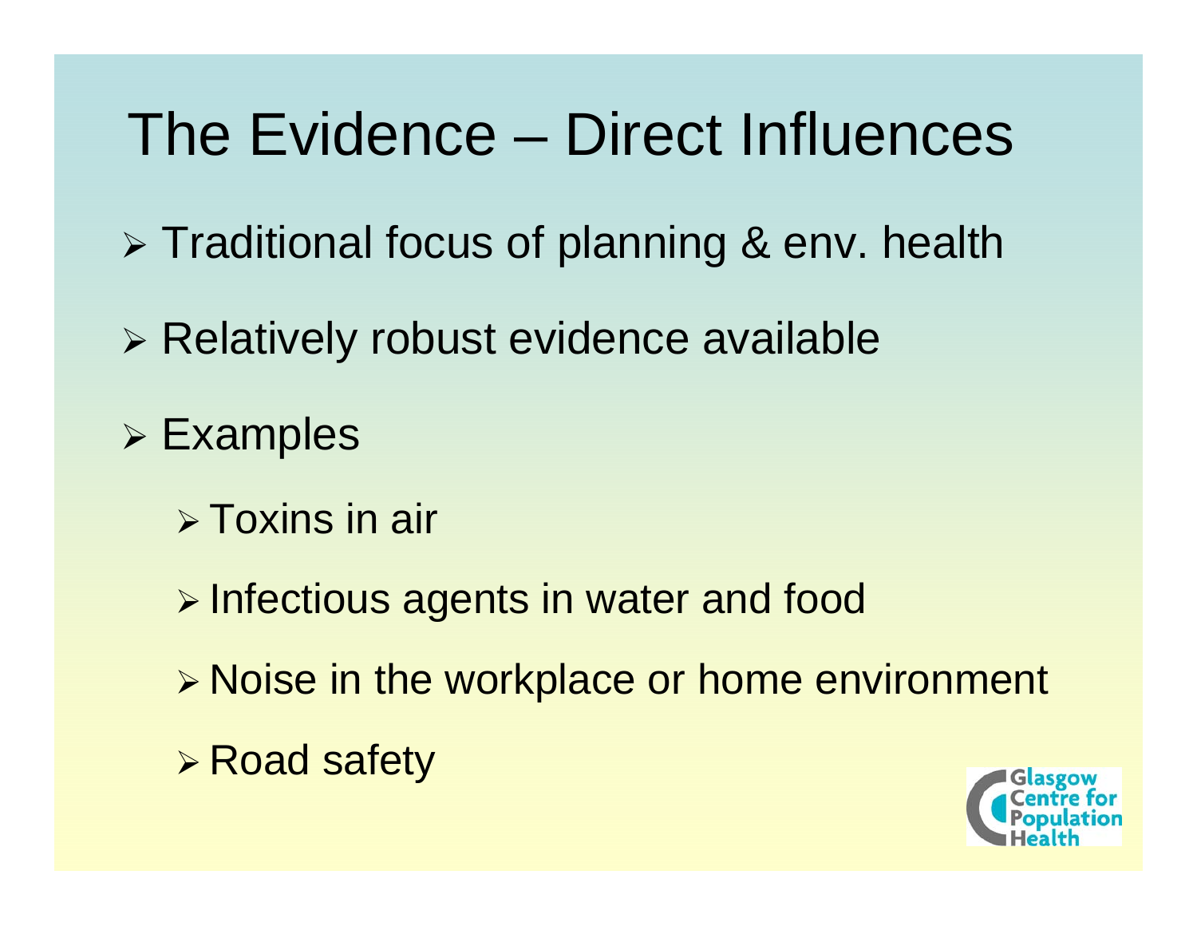# The Evidence – Direct Influences

- Traditional focus of planning & env. health
- Relatively robust evidence available
- Examples
  - Toxins in air
  - Infectious agents in water and food
  - Noise in the workplace or home environment
  - Road safety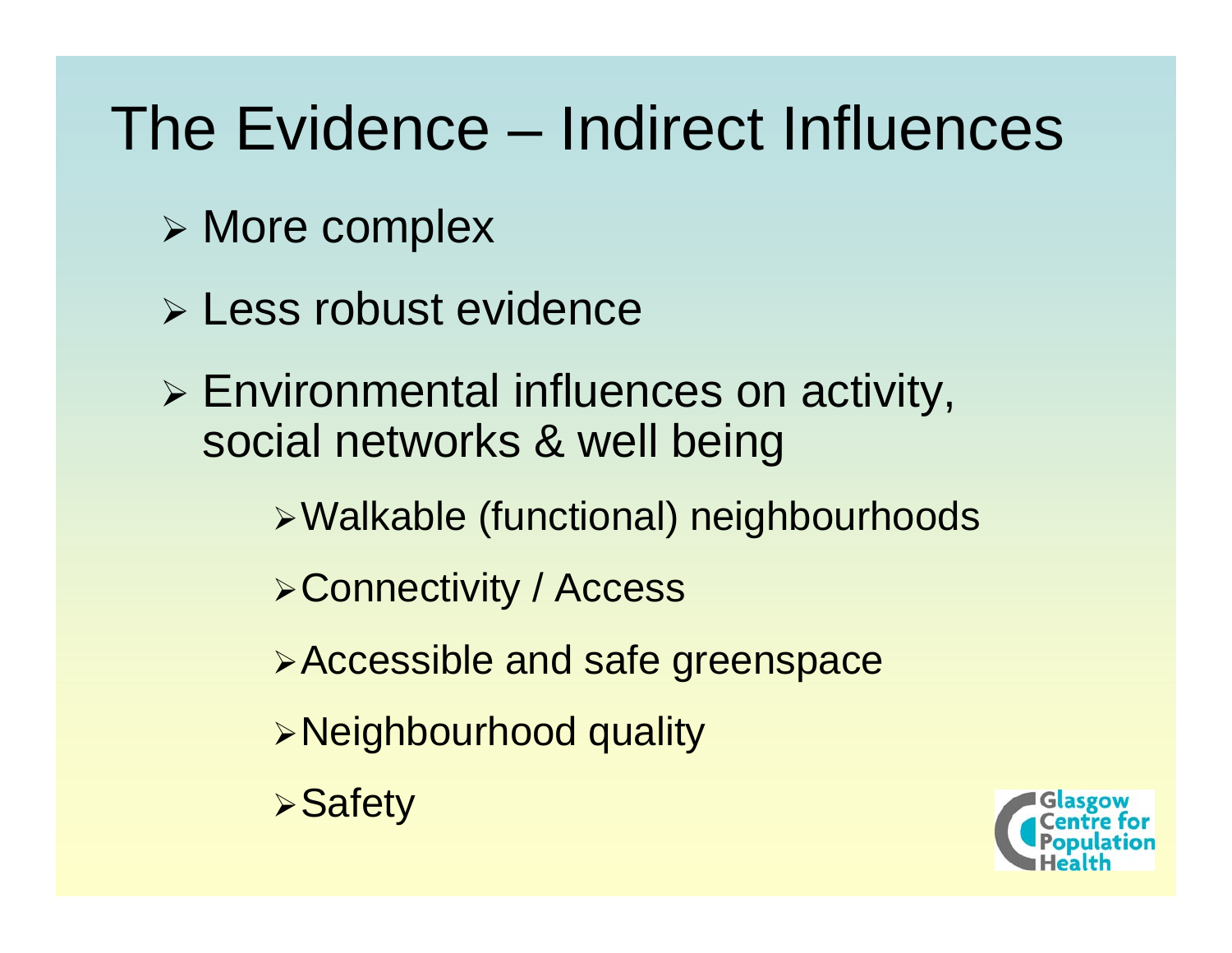# The Evidence – Indirect Influences

- More complex
- Less robust evidence
- Environmental influences on activity, social networks & well being
  - Walkable (functional) neighbourhoods
  - Connectivity / Access
  - Accessible and safe greenspace
  - Neighbourhood quality
  - Safety

Glasgow Centre for Population Health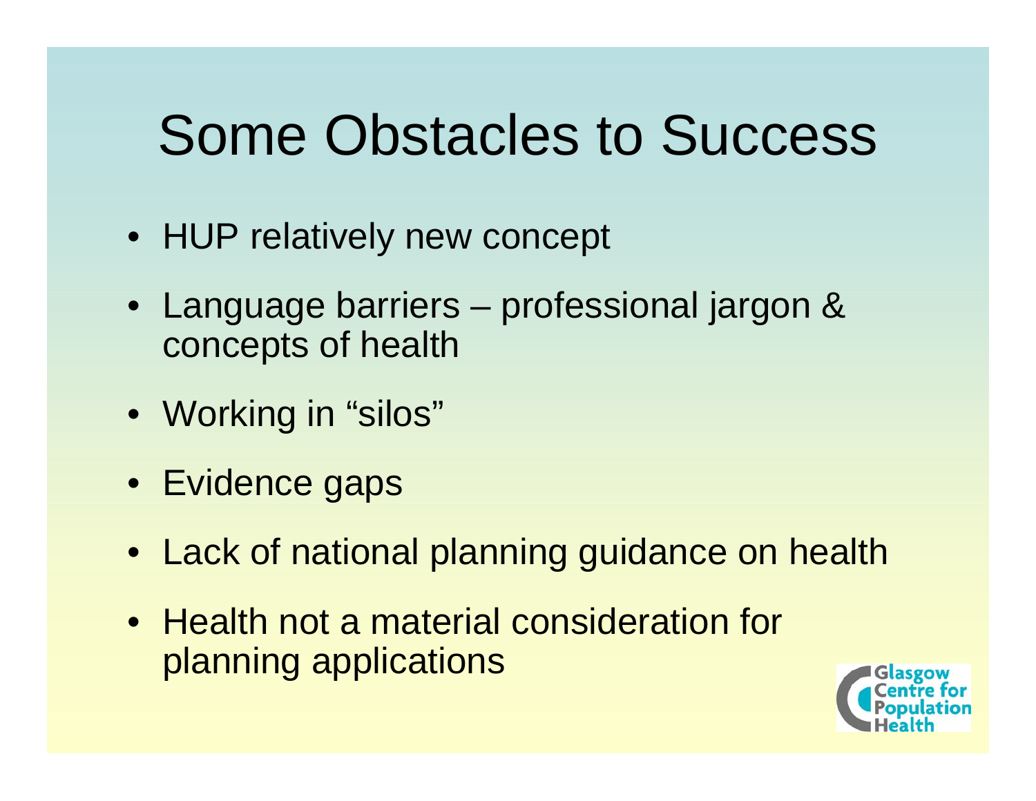# Some Obstacles to Success

- HUP relatively new concept
- Language barriers – professional jargon & concepts of health
- Working in "silos"
- Evidence gaps
- Lack of national planning guidance on health
- Health not a material consideration for planning applications

Glasgow Centre for Population Health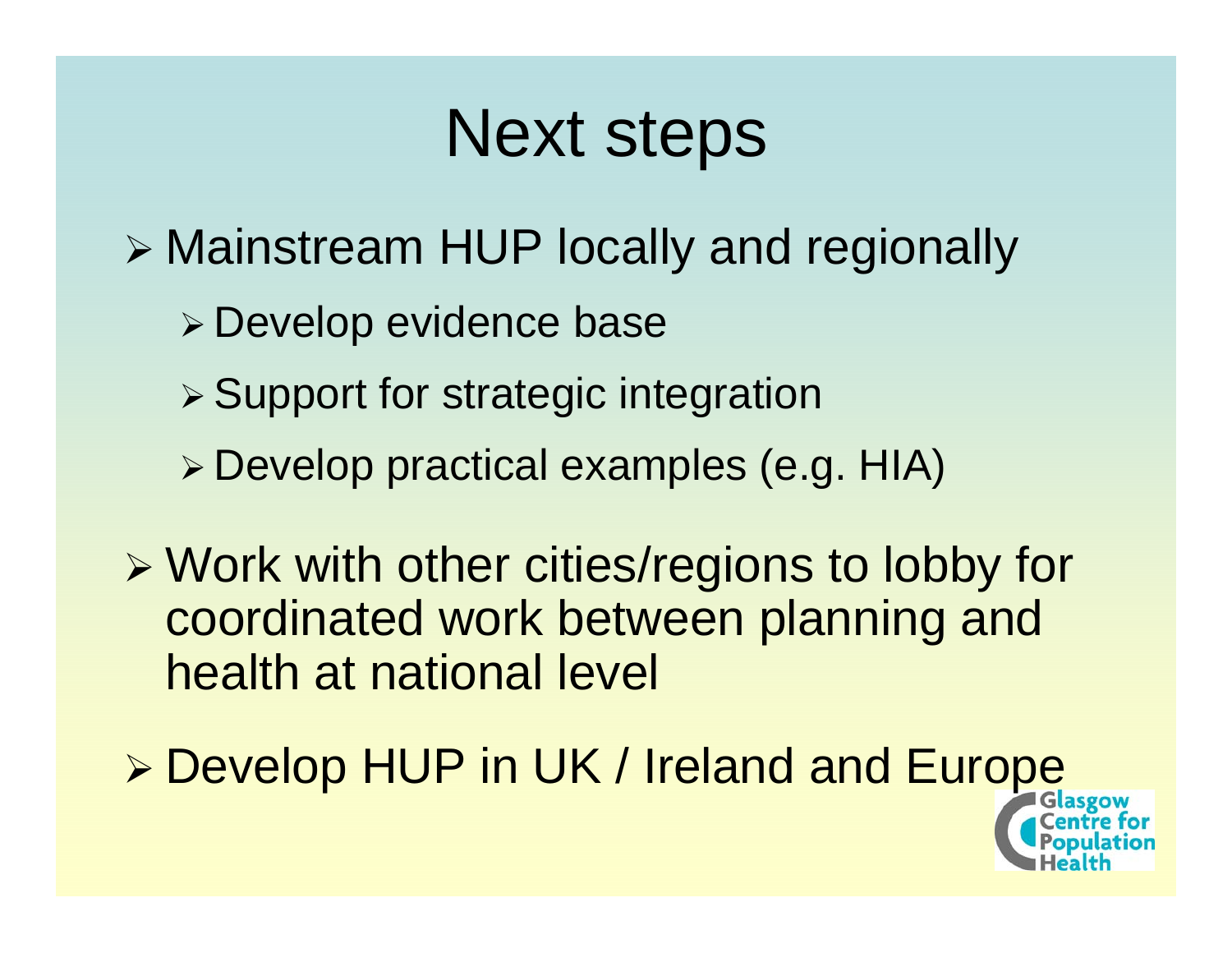# Next steps

- Mainstream HUP locally and regionally
  - Develop evidence base
  - Support for strategic integration
  - Develop practical examples (e.g. HIA)
- Work with other cities/regions to lobby for coordinated work between planning and health at national level
- Develop HUP in UK / Ireland and Europe

Glasgow Centre for Population Health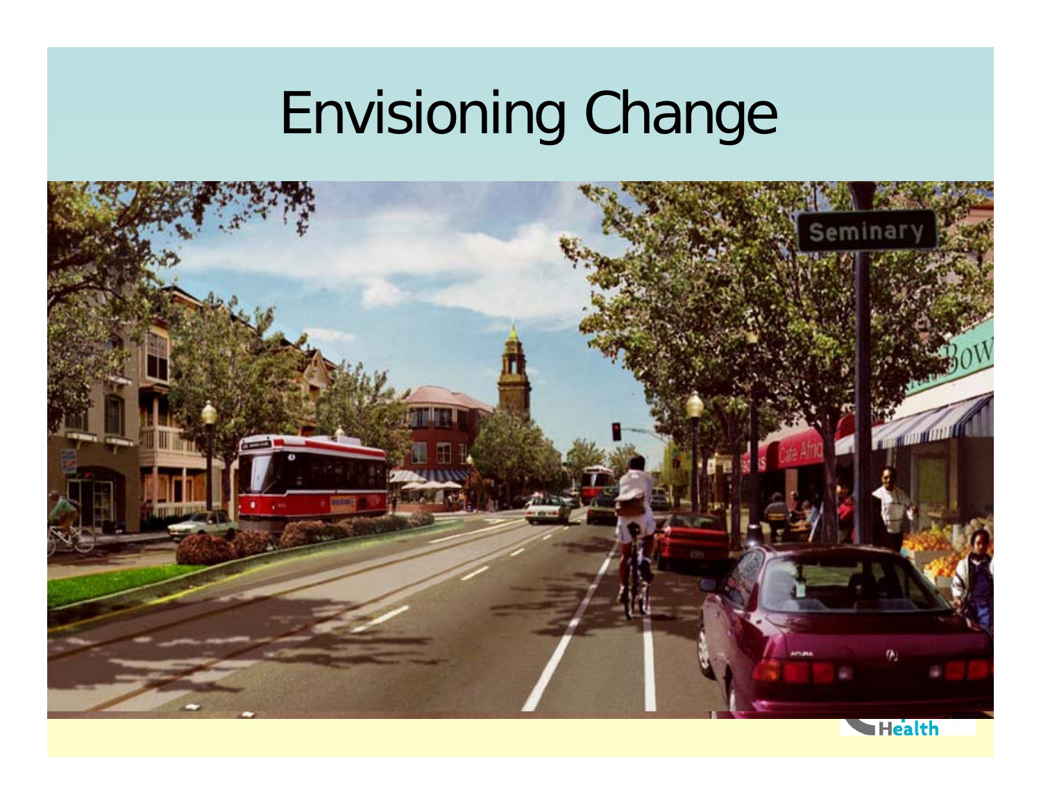# Envisioning Change